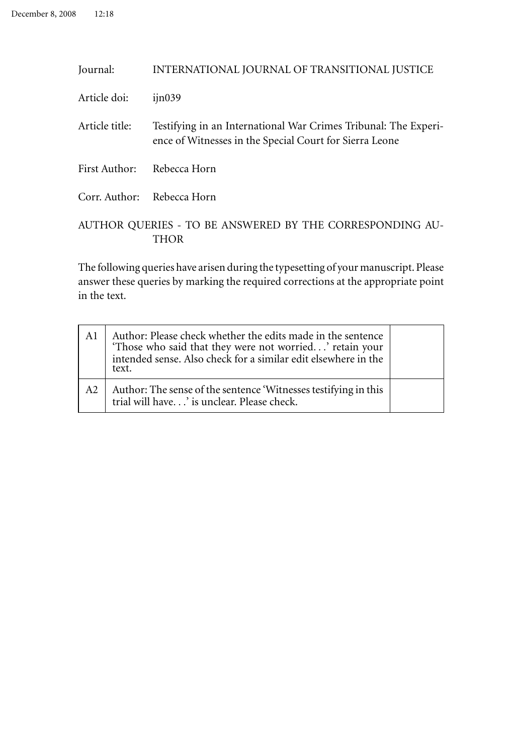Journal: INTERNATIONAL JOURNAL OF TRANSITIONAL JUSTICE

Article doi: ijn039

Article title: Testifying in an International War Crimes Tribunal: The Experience of Witnesses in the Special Court for Sierra Leone

First Author: Rebecca Horn

Corr. Author: Rebecca Horn

AUTHOR QUERIES - TO BE ANSWERED BY THE CORRESPONDING AUTHOR

The following queries have arisen during the typesetting of your manuscript. Please answer these queries by marking the required corrections at the appropriate point in the text.

| | | |
|---|---|---|
| A1 | Author: Please check whether the edits made in the sentence 'Those who said that they were not worried...' retain your intended sense. Also check for a similar edit elsewhere in the text. | |
| A2 | Author: The sense of the sentence 'Witnesses testifying in this trial will have...' is unclear. Please check. | |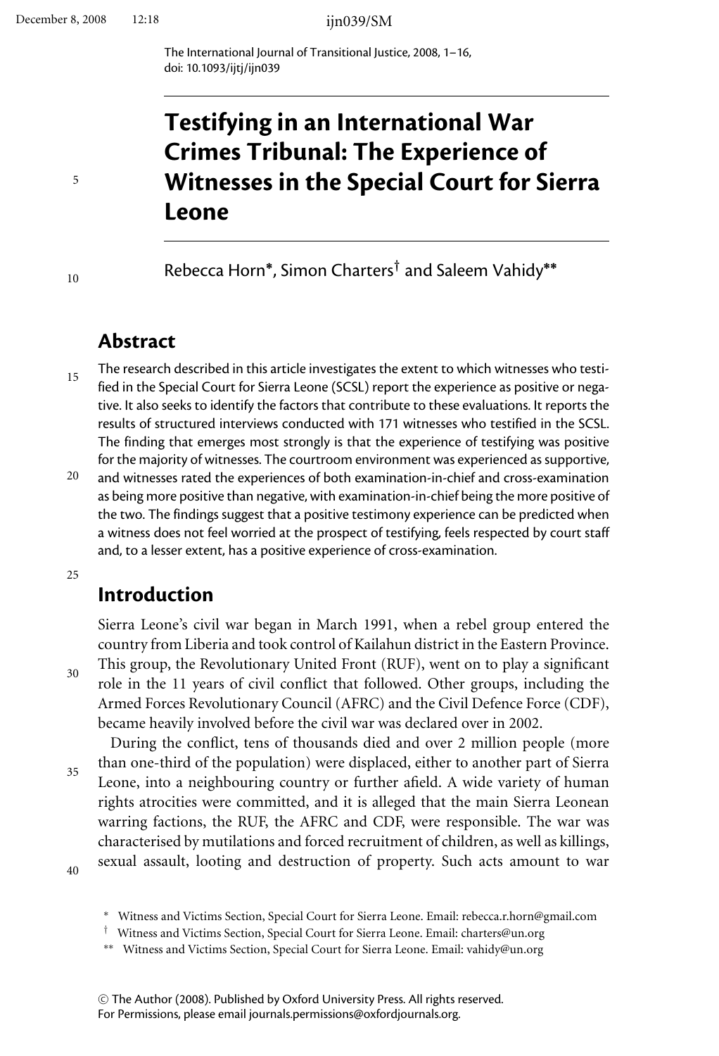# Testifying in an International War Crimes Tribunal: The Experience of Witnesses in the Special Court for Sierra Leone

Rebecca Horn*, Simon Charters† and Saleem Vahidy**

## Abstract

The research described in this article investigates the extent to which witnesses who testified in the Special Court for Sierra Leone (SCSL) report the experience as positive or negative. It also seeks to identify the factors that contribute to these evaluations. It reports the results of structured interviews conducted with 171 witnesses who testified in the SCSL. The finding that emerges most strongly is that the experience of testifying was positive for the majority of witnesses. The courtroom environment was experienced as supportive, and witnesses rated the experiences of both examination-in-chief and cross-examination as being more positive than negative, with examination-in-chief being the more positive of the two. The findings suggest that a positive testimony experience can be predicted when a witness does not feel worried at the prospect of testifying, feels respected by court staff and, to a lesser extent, has a positive experience of cross-examination.

## Introduction

Sierra Leone's civil war began in March 1991, when a rebel group entered the country from Liberia and took control of Kailahun district in the Eastern Province. This group, the Revolutionary United Front (RUF), went on to play a significant role in the 11 years of civil conflict that followed. Other groups, including the Armed Forces Revolutionary Council (AFRC) and the Civil Defence Force (CDF), became heavily involved before the civil war was declared over in 2002.

During the conflict, tens of thousands died and over 2 million people (more than one-third of the population) were displaced, either to another part of Sierra Leone, into a neighbouring country or further afield. A wide variety of human rights atrocities were committed, and it is alleged that the main Sierra Leonean warring factions, the RUF, the AFRC and CDF, were responsible. The war was characterised by mutilations and forced recruitment of children, as well as killings, sexual assault, looting and destruction of property. Such acts amount to war

\* Witness and Victims Section, Special Court for Sierra Leone. Email: rebecca.r.horn@gmail.com

† Witness and Victims Section, Special Court for Sierra Leone. Email: charters@un.org

** Witness and Victims Section, Special Court for Sierra Leone. Email: vahidy@un.org

© The Author (2008). Published by Oxford University Press. All rights reserved.
For Permissions, please email journals.permissions@oxfordjournals.org.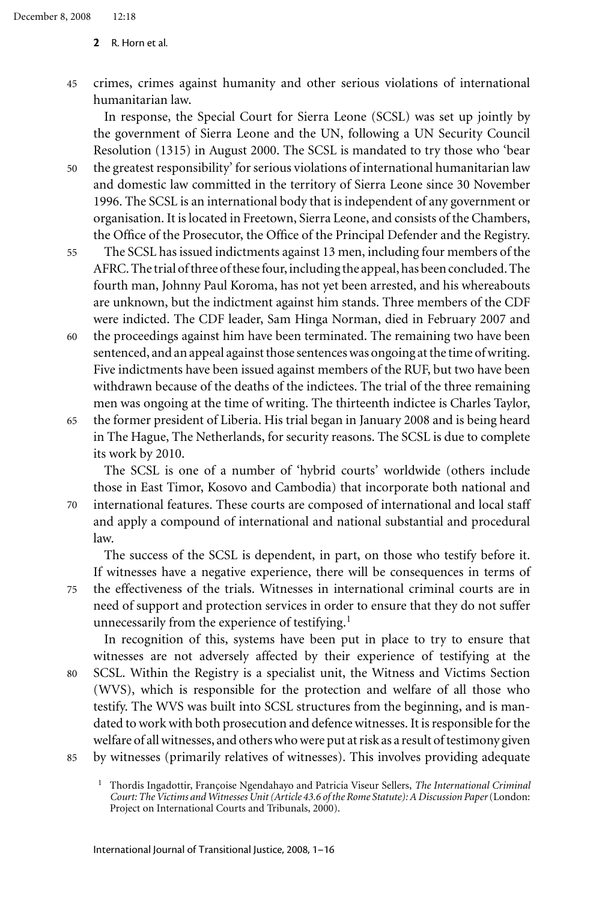crimes, crimes against humanity and other serious violations of international humanitarian law.

In response, the Special Court for Sierra Leone (SCSL) was set up jointly by the government of Sierra Leone and the UN, following a UN Security Council Resolution (1315) in August 2000. The SCSL is mandated to try those who 'bear the greatest responsibility' for serious violations of international humanitarian law and domestic law committed in the territory of Sierra Leone since 30 November 1996. The SCSL is an international body that is independent of any government or organisation. It is located in Freetown, Sierra Leone, and consists of the Chambers, the Office of the Prosecutor, the Office of the Principal Defender and the Registry.

The SCSL has issued indictments against 13 men, including four members of the AFRC. The trial of three of these four, including the appeal, has been concluded. The fourth man, Johnny Paul Koroma, has not yet been arrested, and his whereabouts are unknown, but the indictment against him stands. Three members of the CDF were indicted. The CDF leader, Sam Hinga Norman, died in February 2007 and the proceedings against him have been terminated. The remaining two have been sentenced, and an appeal against those sentences was ongoing at the time of writing. Five indictments have been issued against members of the RUF, but two have been withdrawn because of the deaths of the indictees. The trial of the three remaining men was ongoing at the time of writing. The thirteenth indictee is Charles Taylor, the former president of Liberia. His trial began in January 2008 and is being heard in The Hague, The Netherlands, for security reasons. The SCSL is due to complete its work by 2010.

The SCSL is one of a number of 'hybrid courts' worldwide (others include those in East Timor, Kosovo and Cambodia) that incorporate both national and international features. These courts are composed of international and local staff and apply a compound of international and national substantial and procedural law.

The success of the SCSL is dependent, in part, on those who testify before it. If witnesses have a negative experience, there will be consequences in terms of the effectiveness of the trials. Witnesses in international criminal courts are in need of support and protection services in order to ensure that they do not suffer unnecessarily from the experience of testifying.[1]

In recognition of this, systems have been put in place to try to ensure that witnesses are not adversely affected by their experience of testifying at the SCSL. Within the Registry is a specialist unit, the Witness and Victims Section (WVS), which is responsible for the protection and welfare of all those who testify. The WVS was built into SCSL structures from the beginning, and is mandated to work with both prosecution and defence witnesses. It is responsible for the welfare of all witnesses, and others who were put at risk as a result of testimony given by witnesses (primarily relatives of witnesses). This involves providing adequate

[1] Thordis Ingadottir, Françoise Ngendahayo and Patricia Viseur Sellers, *The International Criminal Court: The Victims and Witnesses Unit (Article 43.6 of the Rome Statute): A Discussion Paper* (London: Project on International Courts and Tribunals, 2000).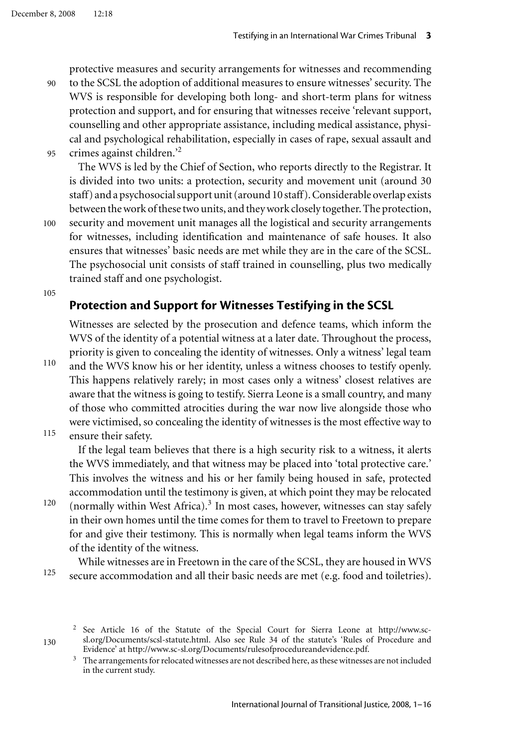protective measures and security arrangements for witnesses and recommending to the SCSL the adoption of additional measures to ensure witnesses' security. The WVS is responsible for developing both long- and short-term plans for witness protection and support, and for ensuring that witnesses receive 'relevant support, counselling and other appropriate assistance, including medical assistance, physical and psychological rehabilitation, especially in cases of rape, sexual assault and crimes against children.'[2]

The WVS is led by the Chief of Section, who reports directly to the Registrar. It is divided into two units: a protection, security and movement unit (around 30 staff) and a psychosocial support unit (around 10 staff). Considerable overlap exists between the work of these two units, and they work closely together. The protection, security and movement unit manages all the logistical and security arrangements for witnesses, including identification and maintenance of safe houses. It also ensures that witnesses' basic needs are met while they are in the care of the SCSL. The psychosocial unit consists of staff trained in counselling, plus two medically trained staff and one psychologist.

## Protection and Support for Witnesses Testifying in the SCSL

Witnesses are selected by the prosecution and defence teams, which inform the WVS of the identity of a potential witness at a later date. Throughout the process, priority is given to concealing the identity of witnesses. Only a witness' legal team and the WVS know his or her identity, unless a witness chooses to testify openly. This happens relatively rarely; in most cases only a witness' closest relatives are aware that the witness is going to testify. Sierra Leone is a small country, and many of those who committed atrocities during the war now live alongside those who were victimised, so concealing the identity of witnesses is the most effective way to ensure their safety.

If the legal team believes that there is a high security risk to a witness, it alerts the WVS immediately, and that witness may be placed into 'total protective care.' This involves the witness and his or her family being housed in safe, protected accommodation until the testimony is given, at which point they may be relocated (normally within West Africa).[3] In most cases, however, witnesses can stay safely in their own homes until the time comes for them to travel to Freetown to prepare for and give their testimony. This is normally when legal teams inform the WVS of the identity of the witness.

While witnesses are in Freetown in the care of the SCSL, they are housed in WVS secure accommodation and all their basic needs are met (e.g. food and toiletries).

[2] See Article 16 of the Statute of the Special Court for Sierra Leone at http://www.sc-sl.org/Documents/scsl-statute.html. Also see Rule 34 of the statute's 'Rules of Procedure and Evidence' at http://www.sc-sl.org/Documents/rulesofprocedureandevidence.pdf.

[3] The arrangements for relocated witnesses are not described here, as these witnesses are not included in the current study.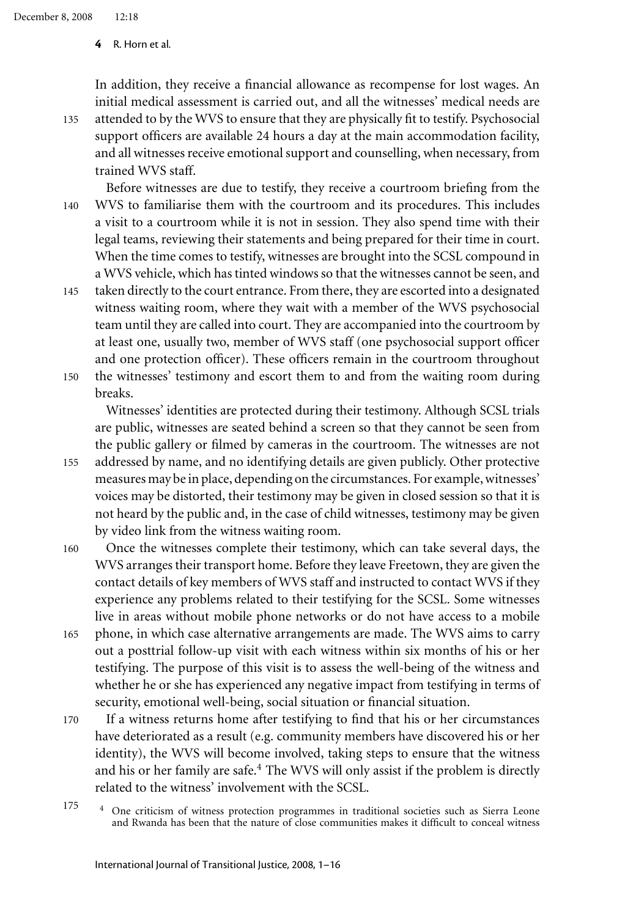In addition, they receive a financial allowance as recompense for lost wages. An initial medical assessment is carried out, and all the witnesses' medical needs are attended to by the WVS to ensure that they are physically fit to testify. Psychosocial support officers are available 24 hours a day at the main accommodation facility, and all witnesses receive emotional support and counselling, when necessary, from trained WVS staff.

Before witnesses are due to testify, they receive a courtroom briefing from the WVS to familiarise them with the courtroom and its procedures. This includes a visit to a courtroom while it is not in session. They also spend time with their legal teams, reviewing their statements and being prepared for their time in court. When the time comes to testify, witnesses are brought into the SCSL compound in a WVS vehicle, which has tinted windows so that the witnesses cannot be seen, and taken directly to the court entrance. From there, they are escorted into a designated witness waiting room, where they wait with a member of the WVS psychosocial team until they are called into court. They are accompanied into the courtroom by at least one, usually two, member of WVS staff (one psychosocial support officer and one protection officer). These officers remain in the courtroom throughout the witnesses' testimony and escort them to and from the waiting room during breaks.

Witnesses' identities are protected during their testimony. Although SCSL trials are public, witnesses are seated behind a screen so that they cannot be seen from the public gallery or filmed by cameras in the courtroom. The witnesses are not addressed by name, and no identifying details are given publicly. Other protective measures may be in place, depending on the circumstances. For example, witnesses' voices may be distorted, their testimony may be given in closed session so that it is not heard by the public and, in the case of child witnesses, testimony may be given by video link from the witness waiting room.

Once the witnesses complete their testimony, which can take several days, the WVS arranges their transport home. Before they leave Freetown, they are given the contact details of key members of WVS staff and instructed to contact WVS if they experience any problems related to their testifying for the SCSL. Some witnesses live in areas without mobile phone networks or do not have access to a mobile phone, in which case alternative arrangements are made. The WVS aims to carry out a posttrial follow-up visit with each witness within six months of his or her testifying. The purpose of this visit is to assess the well-being of the witness and whether he or she has experienced any negative impact from testifying in terms of security, emotional well-being, social situation or financial situation.

If a witness returns home after testifying to find that his or her circumstances have deteriorated as a result (e.g. community members have discovered his or her identity), the WVS will become involved, taking steps to ensure that the witness and his or her family are safe.[4] The WVS will only assist if the problem is directly related to the witness' involvement with the SCSL.

[4] One criticism of witness protection programmes in traditional societies such as Sierra Leone and Rwanda has been that the nature of close communities makes it difficult to conceal witness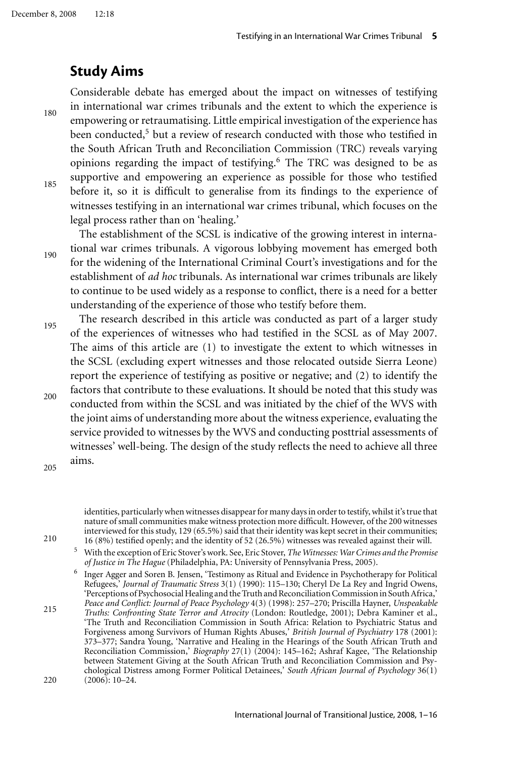## Study Aims

Considerable debate has emerged about the impact on witnesses of testifying in international war crimes tribunals and the extent to which the experience is empowering or retraumatising. Little empirical investigation of the experience has been conducted,[5] but a review of research conducted with those who testified in the South African Truth and Reconciliation Commission (TRC) reveals varying opinions regarding the impact of testifying.[6] The TRC was designed to be as supportive and empowering an experience as possible for those who testified before it, so it is difficult to generalise from its findings to the experience of witnesses testifying in an international war crimes tribunal, which focuses on the legal process rather than on 'healing.'

The establishment of the SCSL is indicative of the growing interest in international war crimes tribunals. A vigorous lobbying movement has emerged both for the widening of the International Criminal Court's investigations and for the establishment of *ad hoc* tribunals. As international war crimes tribunals are likely to continue to be used widely as a response to conflict, there is a need for a better understanding of the experience of those who testify before them.

The research described in this article was conducted as part of a larger study of the experiences of witnesses who had testified in the SCSL as of May 2007. The aims of this article are (1) to investigate the extent to which witnesses in the SCSL (excluding expert witnesses and those relocated outside Sierra Leone) report the experience of testifying as positive or negative; and (2) to identify the factors that contribute to these evaluations. It should be noted that this study was conducted from within the SCSL and was initiated by the chief of the WVS with the joint aims of understanding more about the witness experience, evaluating the service provided to witnesses by the WVS and conducting posttrial assessments of witnesses' well-being. The design of the study reflects the need to achieve all three aims.

identities, particularly when witnesses disappear for many days in order to testify, whilst it's true that nature of small communities make witness protection more difficult. However, of the 200 witnesses interviewed for this study, 129 (65.5%) said that their identity was kept secret in their communities; 16 (8%) testified openly; and the identity of 52 (26.5%) witnesses was revealed against their will.

[5] With the exception of Eric Stover's work. See, Eric Stover, *The Witnesses: War Crimes and the Promise of Justice in The Hague* (Philadelphia, PA: University of Pennsylvania Press, 2005).

[6] Inger Agger and Soren B. Jensen, 'Testimony as Ritual and Evidence in Psychotherapy for Political Refugees,' *Journal of Traumatic Stress* 3(1) (1990): 115–130; Cheryl De La Rey and Ingrid Owens, 'Perceptions of Psychosocial Healing and the Truth and Reconciliation Commission in South Africa,' *Peace and Conflict: Journal of Peace Psychology* 4(3) (1998): 257–270; Priscilla Hayner, *Unspeakable Truths: Confronting State Terror and Atrocity* (London: Routledge, 2001); Debra Kaminer et al., 'The Truth and Reconciliation Commission in South Africa: Relation to Psychiatric Status and Forgiveness among Survivors of Human Rights Abuses,' *British Journal of Psychiatry* 178 (2001): 373–377; Sandra Young, 'Narrative and Healing in the Hearings of the South African Truth and Reconciliation Commission,' *Biography* 27(1) (2004): 145–162; Ashraf Kagee, 'The Relationship between Statement Giving at the South African Truth and Reconciliation Commission and Psychological Distress among Former Political Detainees,' *South African Journal of Psychology* 36(1) (2006): 10–24.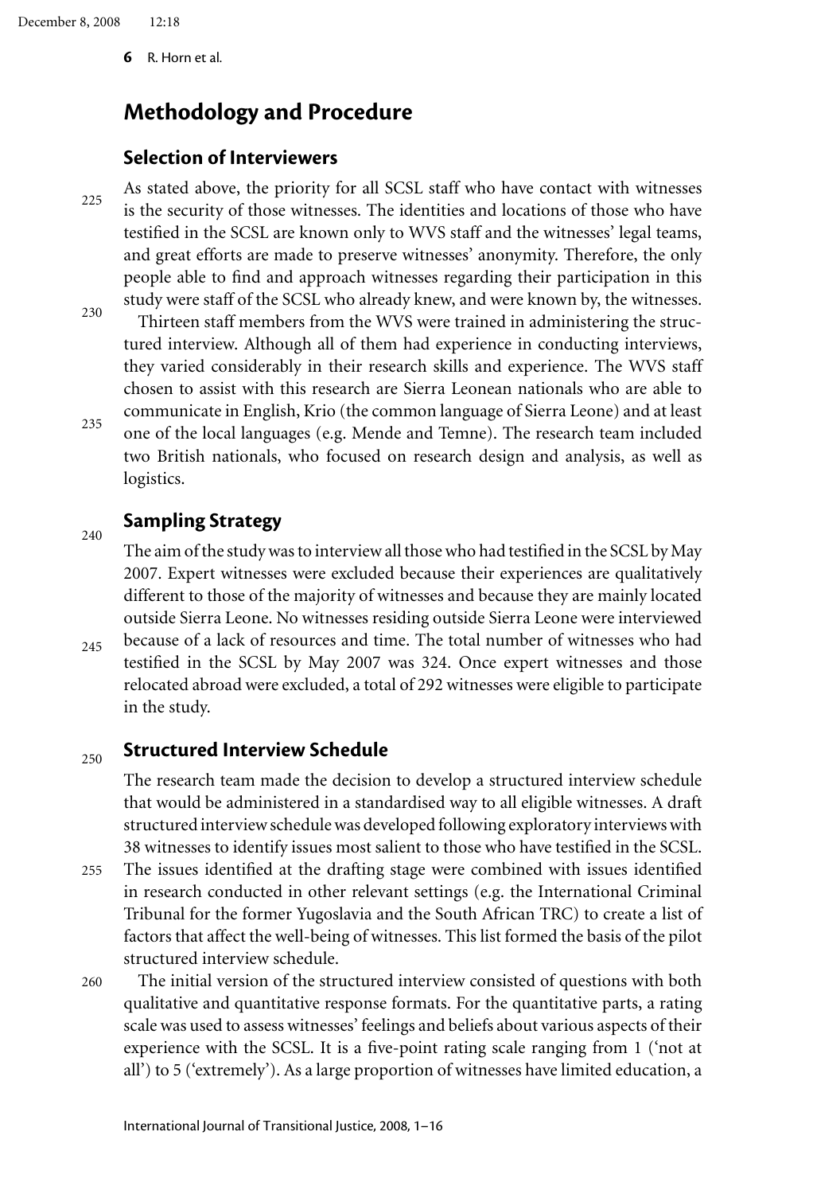## Methodology and Procedure

### Selection of Interviewers

As stated above, the priority for all SCSL staff who have contact with witnesses is the security of those witnesses. The identities and locations of those who have testified in the SCSL are known only to WVS staff and the witnesses' legal teams, and great efforts are made to preserve witnesses' anonymity. Therefore, the only people able to find and approach witnesses regarding their participation in this study were staff of the SCSL who already knew, and were known by, the witnesses.

Thirteen staff members from the WVS were trained in administering the structured interview. Although all of them had experience in conducting interviews, they varied considerably in their research skills and experience. The WVS staff chosen to assist with this research are Sierra Leonean nationals who are able to communicate in English, Krio (the common language of Sierra Leone) and at least one of the local languages (e.g. Mende and Temne). The research team included two British nationals, who focused on research design and analysis, as well as logistics.

### Sampling Strategy

The aim of the study was to interview all those who had testified in the SCSL by May 2007. Expert witnesses were excluded because their experiences are qualitatively different to those of the majority of witnesses and because they are mainly located outside Sierra Leone. No witnesses residing outside Sierra Leone were interviewed because of a lack of resources and time. The total number of witnesses who had testified in the SCSL by May 2007 was 324. Once expert witnesses and those relocated abroad were excluded, a total of 292 witnesses were eligible to participate in the study.

### Structured Interview Schedule

The research team made the decision to develop a structured interview schedule that would be administered in a standardised way to all eligible witnesses. A draft structured interview schedule was developed following exploratory interviews with 38 witnesses to identify issues most salient to those who have testified in the SCSL. The issues identified at the drafting stage were combined with issues identified in research conducted in other relevant settings (e.g. the International Criminal Tribunal for the former Yugoslavia and the South African TRC) to create a list of factors that affect the well-being of witnesses. This list formed the basis of the pilot structured interview schedule.

The initial version of the structured interview consisted of questions with both qualitative and quantitative response formats. For the quantitative parts, a rating scale was used to assess witnesses' feelings and beliefs about various aspects of their experience with the SCSL. It is a five-point rating scale ranging from 1 ('not at all') to 5 ('extremely'). As a large proportion of witnesses have limited education, a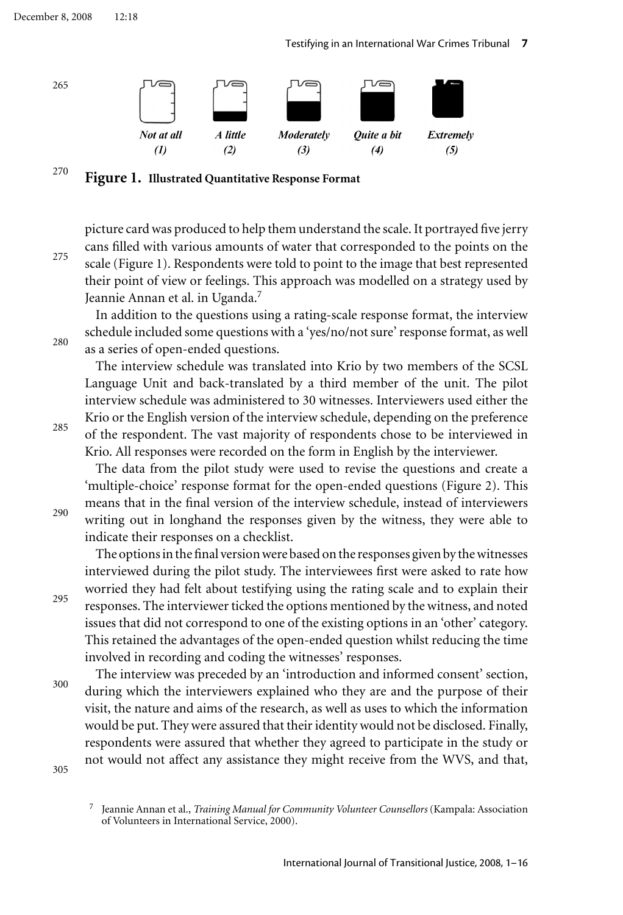Not at all (1) | A little (2) | Moderately (3) | Quite a bit (4) | Extremely (5)

**Figure 1. Illustrated Quantitative Response Format**

picture card was produced to help them understand the scale. It portrayed five jerry cans filled with various amounts of water that corresponded to the points on the scale (Figure 1). Respondents were told to point to the image that best represented their point of view or feelings. This approach was modelled on a strategy used by Jeannie Annan et al. in Uganda.[7]

In addition to the questions using a rating-scale response format, the interview schedule included some questions with a 'yes/no/not sure' response format, as well as a series of open-ended questions.

The interview schedule was translated into Krio by two members of the SCSL Language Unit and back-translated by a third member of the unit. The pilot interview schedule was administered to 30 witnesses. Interviewers used either the Krio or the English version of the interview schedule, depending on the preference of the respondent. The vast majority of respondents chose to be interviewed in Krio. All responses were recorded on the form in English by the interviewer.

The data from the pilot study were used to revise the questions and create a 'multiple-choice' response format for the open-ended questions (Figure 2). This means that in the final version of the interview schedule, instead of interviewers writing out in longhand the responses given by the witness, they were able to indicate their responses on a checklist.

The options in the final version were based on the responses given by the witnesses interviewed during the pilot study. The interviewees first were asked to rate how worried they had felt about testifying using the rating scale and to explain their responses. The interviewer ticked the options mentioned by the witness, and noted issues that did not correspond to one of the existing options in an 'other' category. This retained the advantages of the open-ended question whilst reducing the time involved in recording and coding the witnesses' responses.

The interview was preceded by an 'introduction and informed consent' section, during which the interviewers explained who they are and the purpose of their visit, the nature and aims of the research, as well as uses to which the information would be put. They were assured that their identity would not be disclosed. Finally, respondents were assured that whether they agreed to participate in the study or not would not affect any assistance they might receive from the WVS, and that,

[7] Jeannie Annan et al., *Training Manual for Community Volunteer Counsellors* (Kampala: Association of Volunteers in International Service, 2000).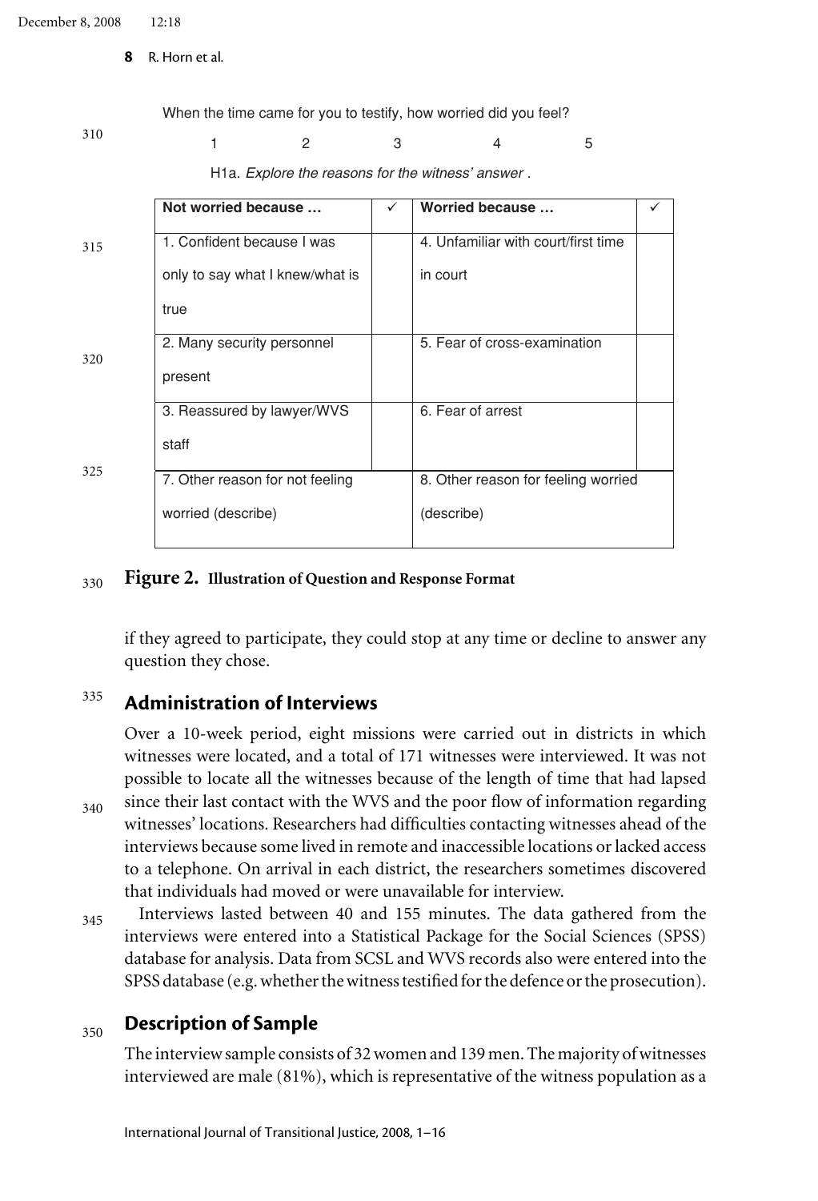When the time came for you to testify, how worried did you feel?

1 2 3 4 5

H1a. *Explore the reasons for the witness' answer* .

| **Not worried because …** | ✓ | **Worried because …** | ✓ |
|---|---|---|---|
| 1. Confident because I was only to say what I knew/what is true | | 4. Unfamiliar with court/first time in court | |
| 2. Many security personnel present | | 5. Fear of cross-examination | |
| 3. Reassured by lawyer/WVS staff | | 6. Fear of arrest | |
| 7. Other reason for not feeling worried (describe) | | 8. Other reason for feeling worried (describe) | |

**Figure 2. Illustration of Question and Response Format**

if they agreed to participate, they could stop at any time or decline to answer any question they chose.

## Administration of Interviews

Over a 10-week period, eight missions were carried out in districts in which witnesses were located, and a total of 171 witnesses were interviewed. It was not possible to locate all the witnesses because of the length of time that had lapsed since their last contact with the WVS and the poor flow of information regarding witnesses' locations. Researchers had difficulties contacting witnesses ahead of the interviews because some lived in remote and inaccessible locations or lacked access to a telephone. On arrival in each district, the researchers sometimes discovered that individuals had moved or were unavailable for interview.

Interviews lasted between 40 and 155 minutes. The data gathered from the interviews were entered into a Statistical Package for the Social Sciences (SPSS) database for analysis. Data from SCSL and WVS records also were entered into the SPSS database (e.g. whether the witness testified for the defence or the prosecution).

## Description of Sample

The interview sample consists of 32 women and 139 men. The majority of witnesses interviewed are male (81%), which is representative of the witness population as a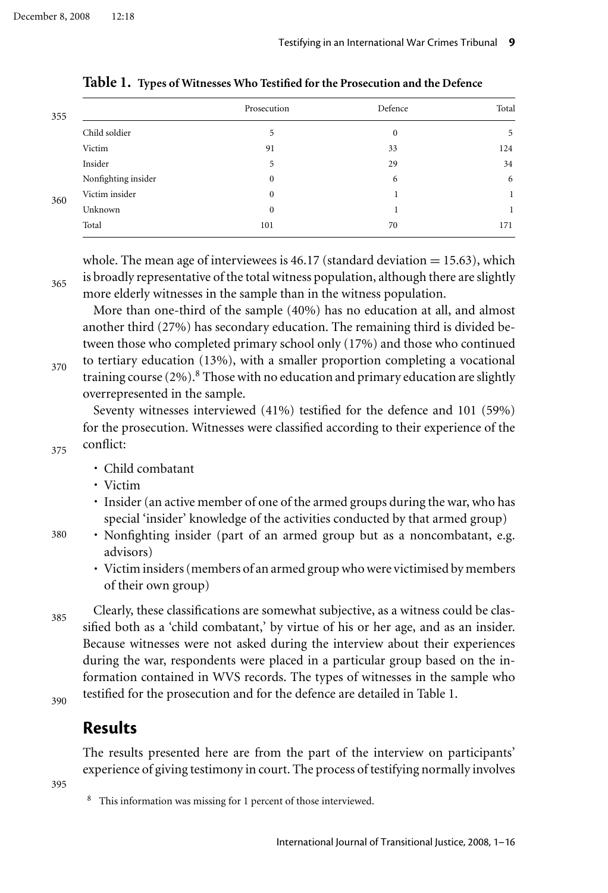**Table 1. Types of Witnesses Who Testified for the Prosecution and the Defence**

| | Prosecution | Defence | Total |
|---|---|---|---|
| Child soldier | 5 | 0 | 5 |
| Victim | 91 | 33 | 124 |
| Insider | 5 | 29 | 34 |
| Nonfighting insider | 0 | 6 | 6 |
| Victim insider | 0 | 1 | 1 |
| Unknown | 0 | 1 | 1 |
| Total | 101 | 70 | 171 |

whole. The mean age of interviewees is 46.17 (standard deviation = 15.63), which is broadly representative of the total witness population, although there are slightly more elderly witnesses in the sample than in the witness population.

More than one-third of the sample (40%) has no education at all, and almost another third (27%) has secondary education. The remaining third is divided between those who completed primary school only (17%) and those who continued to tertiary education (13%), with a smaller proportion completing a vocational training course (2%).[8] Those with no education and primary education are slightly overrepresented in the sample.

Seventy witnesses interviewed (41%) testified for the defence and 101 (59%) for the prosecution. Witnesses were classified according to their experience of the conflict:

- Child combatant
- Victim
- Insider (an active member of one of the armed groups during the war, who has special 'insider' knowledge of the activities conducted by that armed group)
- Nonfighting insider (part of an armed group but as a noncombatant, e.g. advisors)
- Victim insiders (members of an armed group who were victimised by members of their own group)

Clearly, these classifications are somewhat subjective, as a witness could be classified both as a 'child combatant,' by virtue of his or her age, and as an insider. Because witnesses were not asked during the interview about their experiences during the war, respondents were placed in a particular group based on the information contained in WVS records. The types of witnesses in the sample who testified for the prosecution and for the defence are detailed in Table 1.

## Results

The results presented here are from the part of the interview on participants' experience of giving testimony in court. The process of testifying normally involves

[8] This information was missing for 1 percent of those interviewed.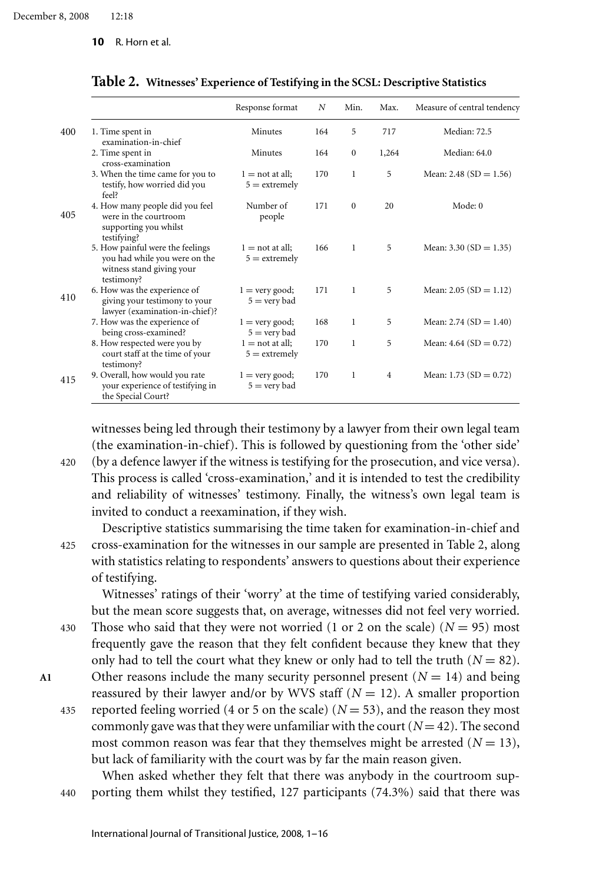**Table 2. Witnesses' Experience of Testifying in the SCSL: Descriptive Statistics**

| | Response format | $N$ | Min. | Max. | Measure of central tendency |
|---|---|---|---|---|---|
| 1. Time spent in examination-in-chief | Minutes | 164 | 5 | 717 | Median: 72.5 |
| 2. Time spent in cross-examination | Minutes | 164 | 0 | 1,264 | Median: 64.0 |
| 3. When the time came for you to testify, how worried did you feel? | 1 = not at all; 5 = extremely | 170 | 1 | 5 | Mean: 2.48 (SD = 1.56) |
| 4. How many people did you feel were in the courtroom supporting you whilst testifying? | Number of people | 171 | 0 | 20 | Mode: 0 |
| 5. How painful were the feelings you had while you were on the witness stand giving your testimony? | 1 = not at all; 5 = extremely | 166 | 1 | 5 | Mean: 3.30 (SD = 1.35) |
| 6. How was the experience of giving your testimony to your lawyer (examination-in-chief)? | 1 = very good; 5 = very bad | 171 | 1 | 5 | Mean: 2.05 (SD = 1.12) |
| 7. How was the experience of being cross-examined? | 1 = very good; 5 = very bad | 168 | 1 | 5 | Mean: 2.74 (SD = 1.40) |
| 8. How respected were you by court staff at the time of your testimony? | 1 = not at all; 5 = extremely | 170 | 1 | 5 | Mean: 4.64 (SD = 0.72) |
| 9. Overall, how would you rate your experience of testifying in the Special Court? | 1 = very good; 5 = very bad | 170 | 1 | 4 | Mean: 1.73 (SD = 0.72) |

witnesses being led through their testimony by a lawyer from their own legal team (the examination-in-chief). This is followed by questioning from the 'other side' (by a defence lawyer if the witness is testifying for the prosecution, and vice versa). This process is called 'cross-examination,' and it is intended to test the credibility and reliability of witnesses' testimony. Finally, the witness's own legal team is invited to conduct a reexamination, if they wish.

Descriptive statistics summarising the time taken for examination-in-chief and cross-examination for the witnesses in our sample are presented in Table 2, along with statistics relating to respondents' answers to questions about their experience of testifying.

Witnesses' ratings of their 'worry' at the time of testifying varied considerably, but the mean score suggests that, on average, witnesses did not feel very worried. Those who said that they were not worried (1 or 2 on the scale) ($N = 95$) most frequently gave the reason that they felt confident because they knew that they only had to tell the court what they knew or only had to tell the truth ($N = 82$). Other reasons include the many security personnel present ($N = 14$) and being reassured by their lawyer and/or by WVS staff ($N = 12$). A smaller proportion reported feeling worried (4 or 5 on the scale) ($N = 53$), and the reason they most commonly gave was that they were unfamiliar with the court ($N = 42$). The second most common reason was fear that they themselves might be arrested ($N = 13$), but lack of familiarity with the court was by far the main reason given.

When asked whether they felt that there was anybody in the courtroom supporting them whilst they testified, 127 participants (74.3%) said that there was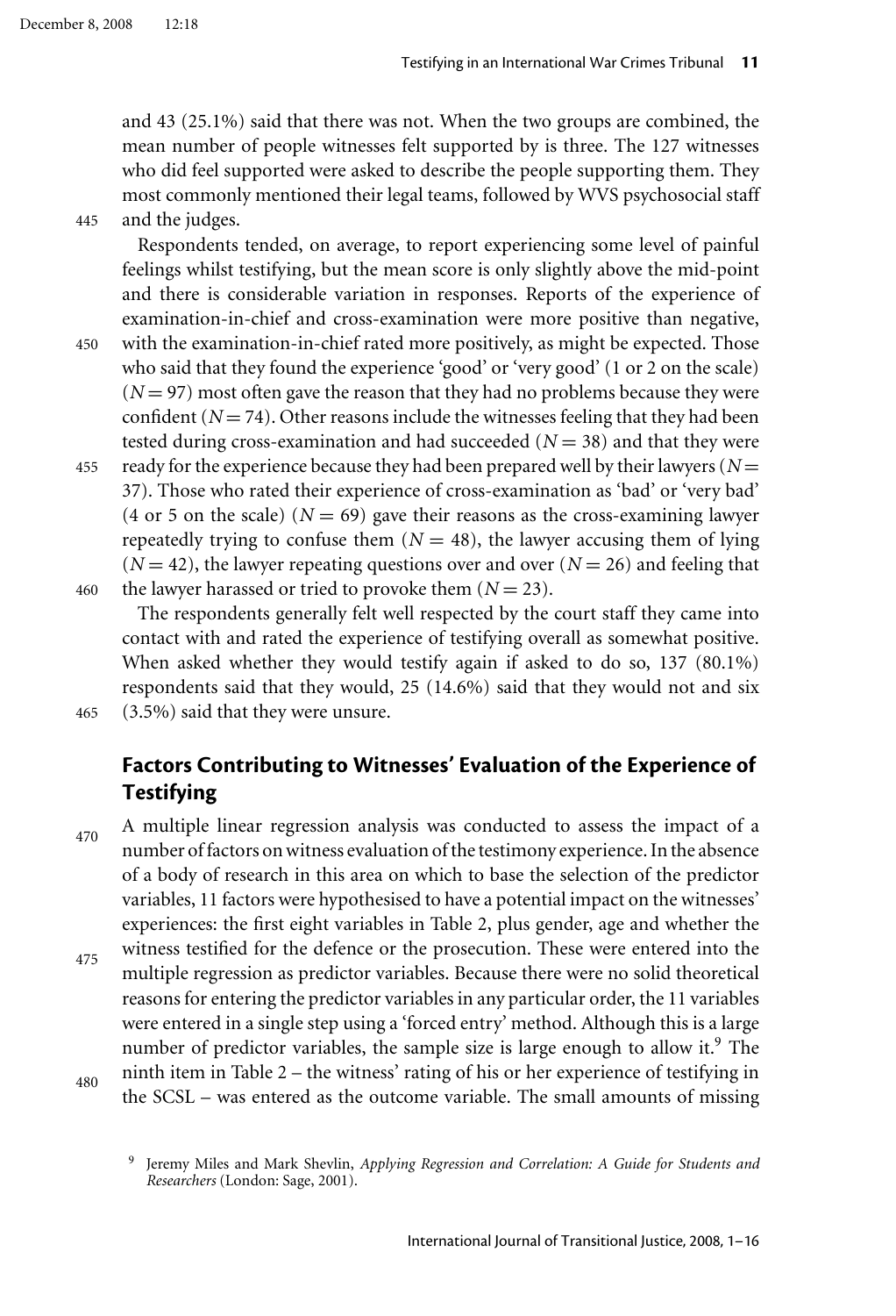and 43 (25.1%) said that there was not. When the two groups are combined, the mean number of people witnesses felt supported by is three. The 127 witnesses who did feel supported were asked to describe the people supporting them. They most commonly mentioned their legal teams, followed by WVS psychosocial staff and the judges.

Respondents tended, on average, to report experiencing some level of painful feelings whilst testifying, but the mean score is only slightly above the mid-point and there is considerable variation in responses. Reports of the experience of examination-in-chief and cross-examination were more positive than negative, with the examination-in-chief rated more positively, as might be expected. Those who said that they found the experience 'good' or 'very good' (1 or 2 on the scale) ($N = 97$) most often gave the reason that they had no problems because they were confident ($N = 74$). Other reasons include the witnesses feeling that they had been tested during cross-examination and had succeeded ($N = 38$) and that they were ready for the experience because they had been prepared well by their lawyers ($N = 37$). Those who rated their experience of cross-examination as 'bad' or 'very bad' (4 or 5 on the scale) ($N = 69$) gave their reasons as the cross-examining lawyer repeatedly trying to confuse them ($N = 48$), the lawyer accusing them of lying ($N = 42$), the lawyer repeating questions over and over ($N = 26$) and feeling that the lawyer harassed or tried to provoke them ($N = 23$).

The respondents generally felt well respected by the court staff they came into contact with and rated the experience of testifying overall as somewhat positive. When asked whether they would testify again if asked to do so, 137 (80.1%) respondents said that they would, 25 (14.6%) said that they would not and six (3.5%) said that they were unsure.

## Factors Contributing to Witnesses' Evaluation of the Experience of Testifying

A multiple linear regression analysis was conducted to assess the impact of a number of factors on witness evaluation of the testimony experience. In the absence of a body of research in this area on which to base the selection of the predictor variables, 11 factors were hypothesised to have a potential impact on the witnesses' experiences: the first eight variables in Table 2, plus gender, age and whether the witness testified for the defence or the prosecution. These were entered into the multiple regression as predictor variables. Because there were no solid theoretical reasons for entering the predictor variables in any particular order, the 11 variables were entered in a single step using a 'forced entry' method. Although this is a large number of predictor variables, the sample size is large enough to allow it.[9] The ninth item in Table 2 – the witness' rating of his or her experience of testifying in the SCSL – was entered as the outcome variable. The small amounts of missing

[9] Jeremy Miles and Mark Shevlin, *Applying Regression and Correlation: A Guide for Students and Researchers* (London: Sage, 2001).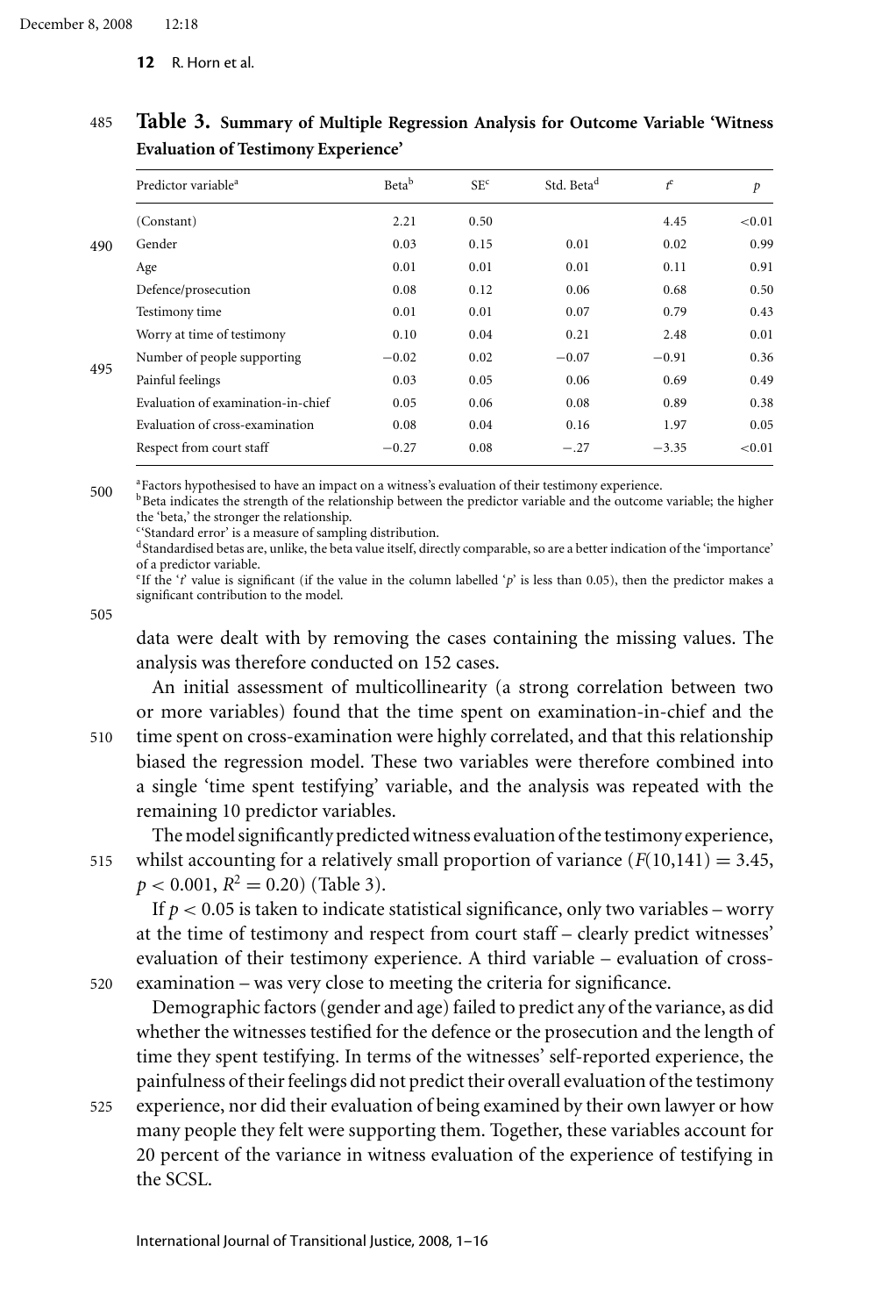**Table 3. Summary of Multiple Regression Analysis for Outcome Variable 'Witness Evaluation of Testimony Experience'**

| Predictor variable[a] | Beta[b] | SE[c] | Std. Beta[d] | t[e] | p |
|---|---|---|---|---|---|
| (Constant) | 2.21 | 0.50 | | 4.45 | <0.01 |
| Gender | 0.03 | 0.15 | 0.01 | 0.02 | 0.99 |
| Age | 0.01 | 0.01 | 0.01 | 0.11 | 0.91 |
| Defence/prosecution | 0.08 | 0.12 | 0.06 | 0.68 | 0.50 |
| Testimony time | 0.01 | 0.01 | 0.07 | 0.79 | 0.43 |
| Worry at time of testimony | 0.10 | 0.04 | 0.21 | 2.48 | 0.01 |
| Number of people supporting | −0.02 | 0.02 | −0.07 | −0.91 | 0.36 |
| Painful feelings | 0.03 | 0.05 | 0.06 | 0.69 | 0.49 |
| Evaluation of examination-in-chief | 0.05 | 0.06 | 0.08 | 0.89 | 0.38 |
| Evaluation of cross-examination | 0.08 | 0.04 | 0.16 | 1.97 | 0.05 |
| Respect from court staff | −0.27 | 0.08 | −.27 | −3.35 | <0.01 |

[a] Factors hypothesised to have an impact on a witness's evaluation of their testimony experience.
[b] Beta indicates the strength of the relationship between the predictor variable and the outcome variable; the higher the 'beta,' the stronger the relationship.
[c] 'Standard error' is a measure of sampling distribution.
[d] Standardised betas are, unlike, the beta value itself, directly comparable, so are a better indication of the 'importance' of a predictor variable.
[e] If the '*t*' value is significant (if the value in the column labelled '*p*' is less than 0.05), then the predictor makes a significant contribution to the model.

data were dealt with by removing the cases containing the missing values. The analysis was therefore conducted on 152 cases.

An initial assessment of multicollinearity (a strong correlation between two or more variables) found that the time spent on examination-in-chief and the time spent on cross-examination were highly correlated, and that this relationship biased the regression model. These two variables were therefore combined into a single 'time spent testifying' variable, and the analysis was repeated with the remaining 10 predictor variables.

The model significantly predicted witness evaluation of the testimony experience, whilst accounting for a relatively small proportion of variance ($F(10,141) = 3.45$, $p < 0.001$, $R^2 = 0.20$) (Table 3).

If $p < 0.05$ is taken to indicate statistical significance, only two variables – worry at the time of testimony and respect from court staff – clearly predict witnesses' evaluation of their testimony experience. A third variable – evaluation of cross-examination – was very close to meeting the criteria for significance.

Demographic factors (gender and age) failed to predict any of the variance, as did whether the witnesses testified for the defence or the prosecution and the length of time they spent testifying. In terms of the witnesses' self-reported experience, the painfulness of their feelings did not predict their overall evaluation of the testimony experience, nor did their evaluation of being examined by their own lawyer or how many people they felt were supporting them. Together, these variables account for 20 percent of the variance in witness evaluation of the experience of testifying in the SCSL.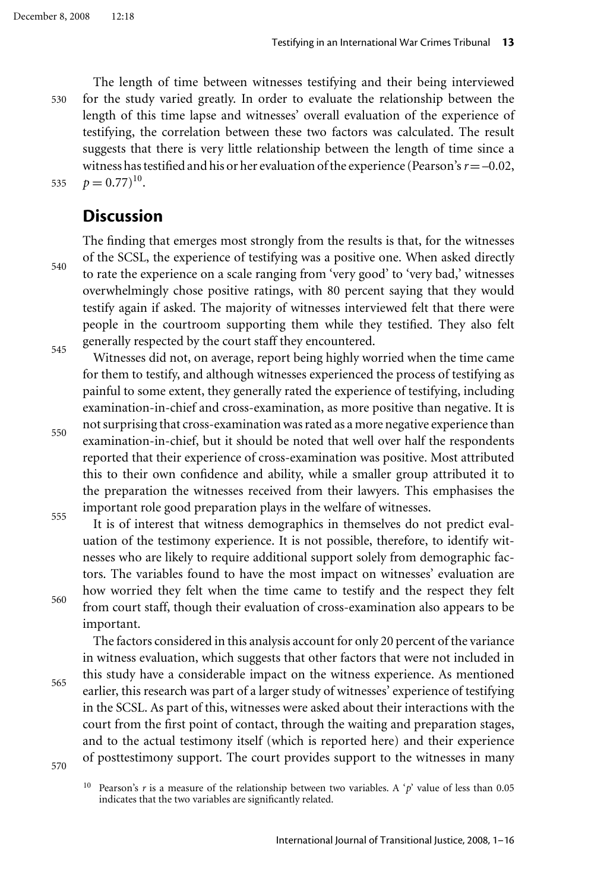The length of time between witnesses testifying and their being interviewed for the study varied greatly. In order to evaluate the relationship between the length of this time lapse and witnesses' overall evaluation of the experience of testifying, the correlation between these two factors was calculated. The result suggests that there is very little relationship between the length of time since a witness has testified and his or her evaluation of the experience (Pearson's $r = -0.02$, $p = 0.77$)[10].

## Discussion

The finding that emerges most strongly from the results is that, for the witnesses of the SCSL, the experience of testifying was a positive one. When asked directly to rate the experience on a scale ranging from 'very good' to 'very bad,' witnesses overwhelmingly chose positive ratings, with 80 percent saying that they would testify again if asked. The majority of witnesses interviewed felt that there were people in the courtroom supporting them while they testified. They also felt generally respected by the court staff they encountered.

Witnesses did not, on average, report being highly worried when the time came for them to testify, and although witnesses experienced the process of testifying as painful to some extent, they generally rated the experience of testifying, including examination-in-chief and cross-examination, as more positive than negative. It is not surprising that cross-examination was rated as a more negative experience than examination-in-chief, but it should be noted that well over half the respondents reported that their experience of cross-examination was positive. Most attributed this to their own confidence and ability, while a smaller group attributed it to the preparation the witnesses received from their lawyers. This emphasises the important role good preparation plays in the welfare of witnesses.

It is of interest that witness demographics in themselves do not predict evaluation of the testimony experience. It is not possible, therefore, to identify witnesses who are likely to require additional support solely from demographic factors. The variables found to have the most impact on witnesses' evaluation are how worried they felt when the time came to testify and the respect they felt from court staff, though their evaluation of cross-examination also appears to be important.

The factors considered in this analysis account for only 20 percent of the variance in witness evaluation, which suggests that other factors that were not included in this study have a considerable impact on the witness experience. As mentioned earlier, this research was part of a larger study of witnesses' experience of testifying in the SCSL. As part of this, witnesses were asked about their interactions with the court from the first point of contact, through the waiting and preparation stages, and to the actual testimony itself (which is reported here) and their experience of posttestimony support. The court provides support to the witnesses in many

[10] Pearson's $r$ is a measure of the relationship between two variables. A '$p$' value of less than 0.05 indicates that the two variables are significantly related.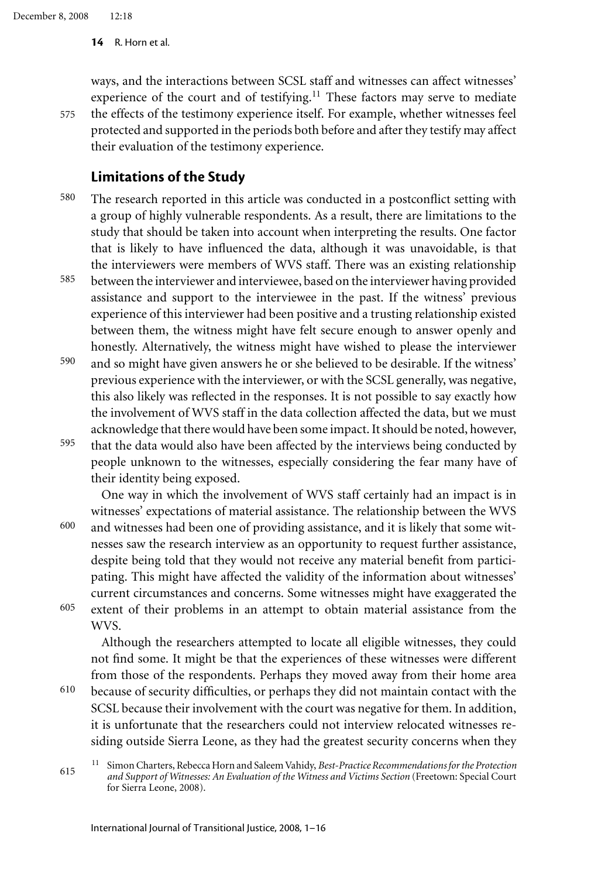ways, and the interactions between SCSL staff and witnesses can affect witnesses' experience of the court and of testifying.[11] These factors may serve to mediate the effects of the testimony experience itself. For example, whether witnesses feel protected and supported in the periods both before and after they testify may affect their evaluation of the testimony experience.

## Limitations of the Study

The research reported in this article was conducted in a postconflict setting with a group of highly vulnerable respondents. As a result, there are limitations to the study that should be taken into account when interpreting the results. One factor that is likely to have influenced the data, although it was unavoidable, is that the interviewers were members of WVS staff. There was an existing relationship between the interviewer and interviewee, based on the interviewer having provided assistance and support to the interviewee in the past. If the witness' previous experience of this interviewer had been positive and a trusting relationship existed between them, the witness might have felt secure enough to answer openly and honestly. Alternatively, the witness might have wished to please the interviewer and so might have given answers he or she believed to be desirable. If the witness' previous experience with the interviewer, or with the SCSL generally, was negative, this also likely was reflected in the responses. It is not possible to say exactly how the involvement of WVS staff in the data collection affected the data, but we must acknowledge that there would have been some impact. It should be noted, however, that the data would also have been affected by the interviews being conducted by people unknown to the witnesses, especially considering the fear many have of their identity being exposed.

One way in which the involvement of WVS staff certainly had an impact is in witnesses' expectations of material assistance. The relationship between the WVS and witnesses had been one of providing assistance, and it is likely that some witnesses saw the research interview as an opportunity to request further assistance, despite being told that they would not receive any material benefit from participating. This might have affected the validity of the information about witnesses' current circumstances and concerns. Some witnesses might have exaggerated the extent of their problems in an attempt to obtain material assistance from the WVS.

Although the researchers attempted to locate all eligible witnesses, they could not find some. It might be that the experiences of these witnesses were different from those of the respondents. Perhaps they moved away from their home area because of security difficulties, or perhaps they did not maintain contact with the SCSL because their involvement with the court was negative for them. In addition, it is unfortunate that the researchers could not interview relocated witnesses residing outside Sierra Leone, as they had the greatest security concerns when they

[11] Simon Charters, Rebecca Horn and Saleem Vahidy, *Best-Practice Recommendations for the Protection and Support of Witnesses: An Evaluation of the Witness and Victims Section* (Freetown: Special Court for Sierra Leone, 2008).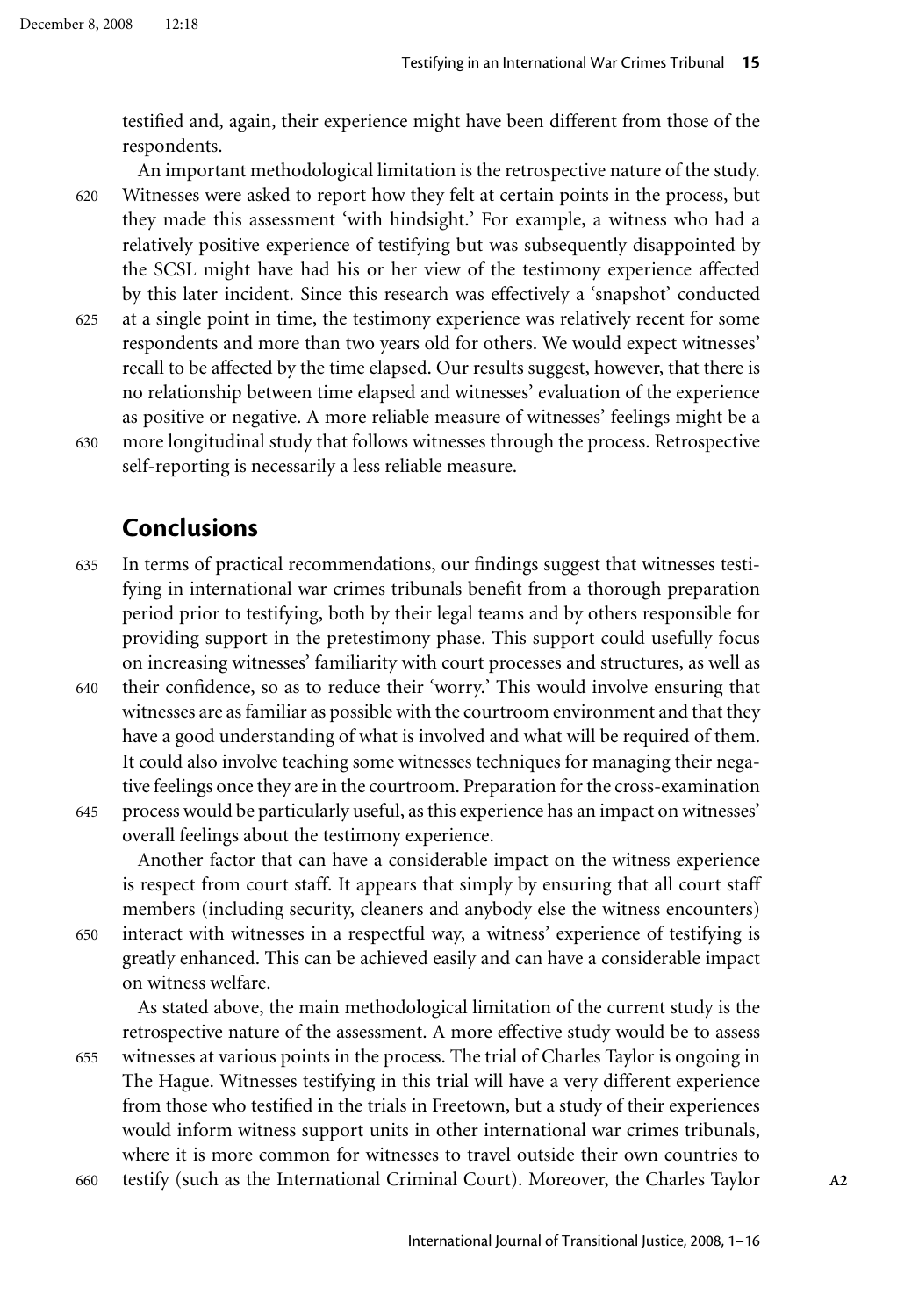testified and, again, their experience might have been different from those of the respondents.

An important methodological limitation is the retrospective nature of the study. Witnesses were asked to report how they felt at certain points in the process, but they made this assessment 'with hindsight.' For example, a witness who had a relatively positive experience of testifying but was subsequently disappointed by the SCSL might have had his or her view of the testimony experience affected by this later incident. Since this research was effectively a 'snapshot' conducted at a single point in time, the testimony experience was relatively recent for some respondents and more than two years old for others. We would expect witnesses' recall to be affected by the time elapsed. Our results suggest, however, that there is no relationship between time elapsed and witnesses' evaluation of the experience as positive or negative. A more reliable measure of witnesses' feelings might be a more longitudinal study that follows witnesses through the process. Retrospective self-reporting is necessarily a less reliable measure.

## Conclusions

In terms of practical recommendations, our findings suggest that witnesses testifying in international war crimes tribunals benefit from a thorough preparation period prior to testifying, both by their legal teams and by others responsible for providing support in the pretestimony phase. This support could usefully focus on increasing witnesses' familiarity with court processes and structures, as well as their confidence, so as to reduce their 'worry.' This would involve ensuring that witnesses are as familiar as possible with the courtroom environment and that they have a good understanding of what is involved and what will be required of them. It could also involve teaching some witnesses techniques for managing their negative feelings once they are in the courtroom. Preparation for the cross-examination process would be particularly useful, as this experience has an impact on witnesses' overall feelings about the testimony experience.

Another factor that can have a considerable impact on the witness experience is respect from court staff. It appears that simply by ensuring that all court staff members (including security, cleaners and anybody else the witness encounters) interact with witnesses in a respectful way, a witness' experience of testifying is greatly enhanced. This can be achieved easily and can have a considerable impact on witness welfare.

As stated above, the main methodological limitation of the current study is the retrospective nature of the assessment. A more effective study would be to assess witnesses at various points in the process. The trial of Charles Taylor is ongoing in The Hague. Witnesses testifying in this trial will have a very different experience from those who testified in the trials in Freetown, but a study of their experiences would inform witness support units in other international war crimes tribunals, where it is more common for witnesses to travel outside their own countries to testify (such as the International Criminal Court). Moreover, the Charles Taylor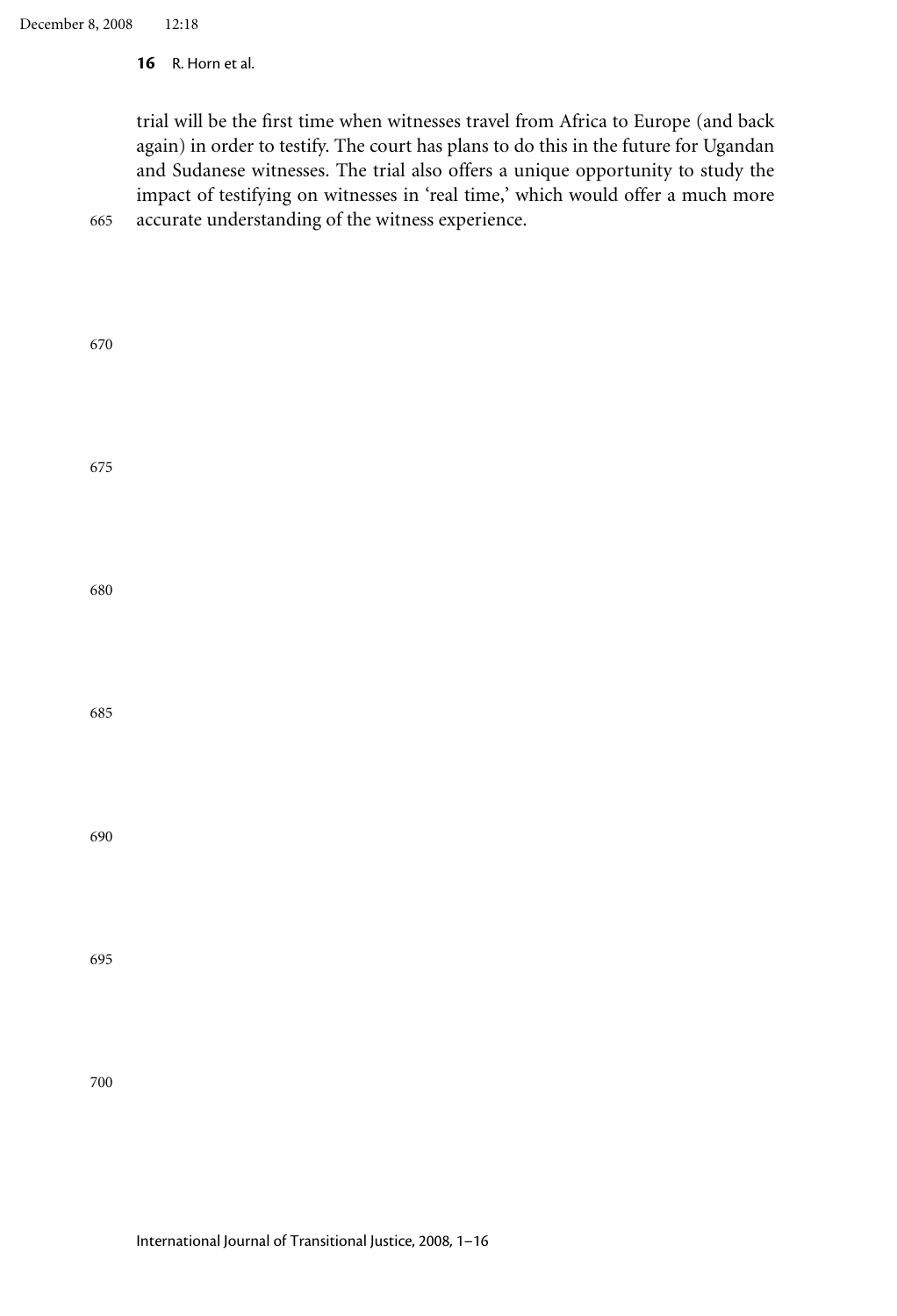trial will be the first time when witnesses travel from Africa to Europe (and back again) in order to testify. The court has plans to do this in the future for Ugandan and Sudanese witnesses. The trial also offers a unique opportunity to study the impact of testifying on witnesses in 'real time,' which would offer a much more accurate understanding of the witness experience.